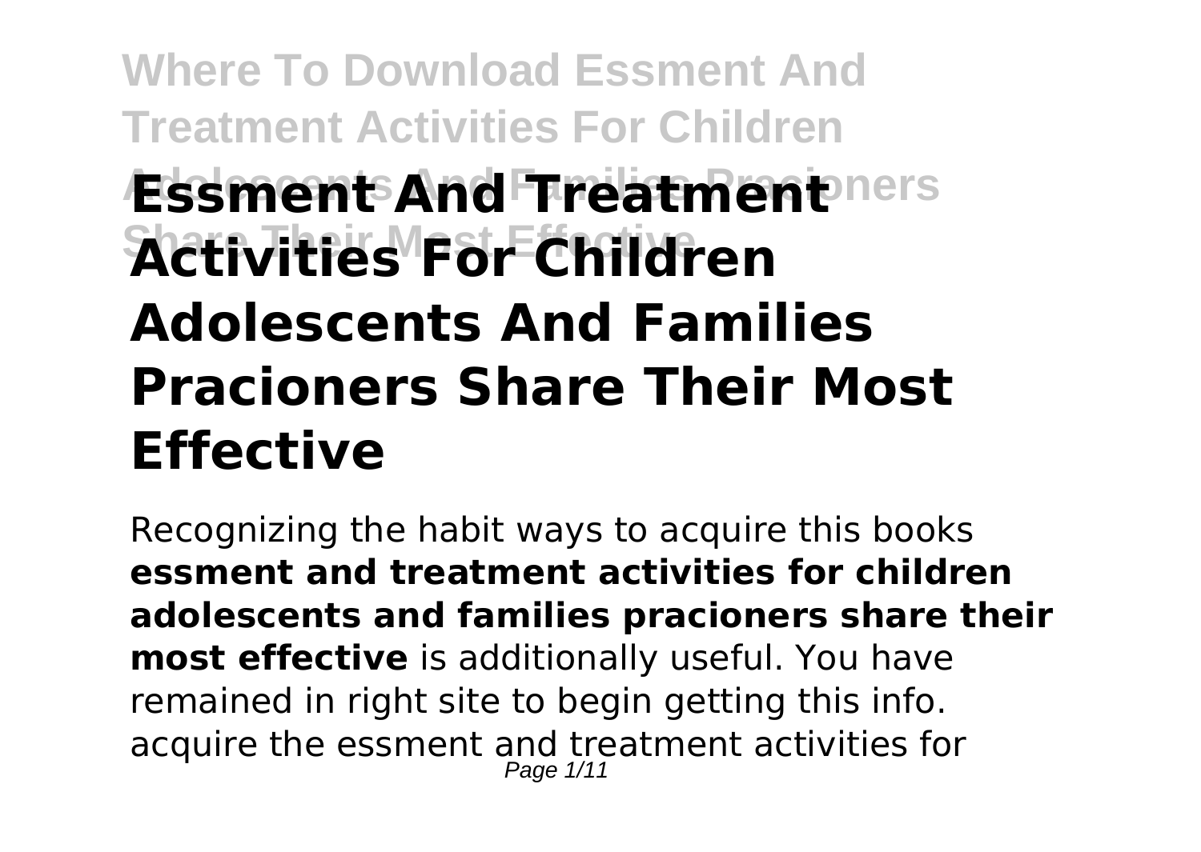# Essment And Treatment Activities For Children Adolescents And Families Pracioners Share Their Most Effective

Recognizing the habit ways to acquire this books **essment and treatment activities for children adolescents and families pracioners share their most effective** is additionally useful. You have remained in right site to begin getting this info. acquire the essment and treatment activities for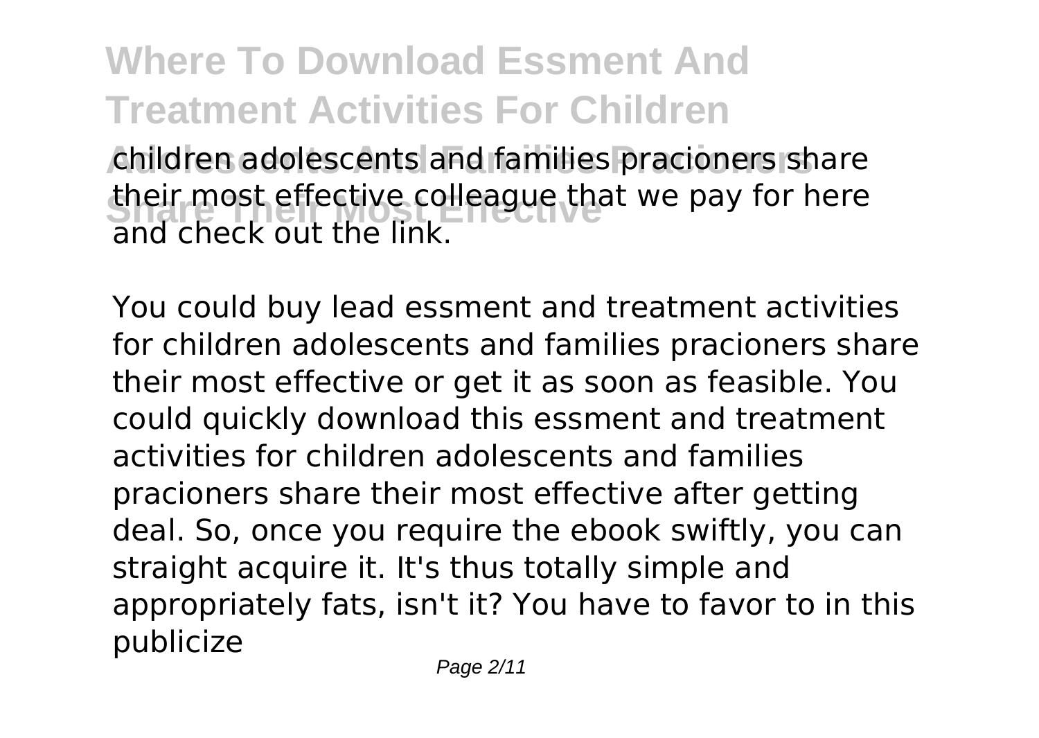children adolescents and families pracioners share their most effective colleague that we pay for here and check out the link.

You could buy lead essment and treatment activities for children adolescents and families pracioners share their most effective or get it as soon as feasible. You could quickly download this essment and treatment activities for children adolescents and families pracioners share their most effective after getting deal. So, once you require the ebook swiftly, you can straight acquire it. It's thus totally simple and appropriately fats, isn't it? You have to favor to in this publicize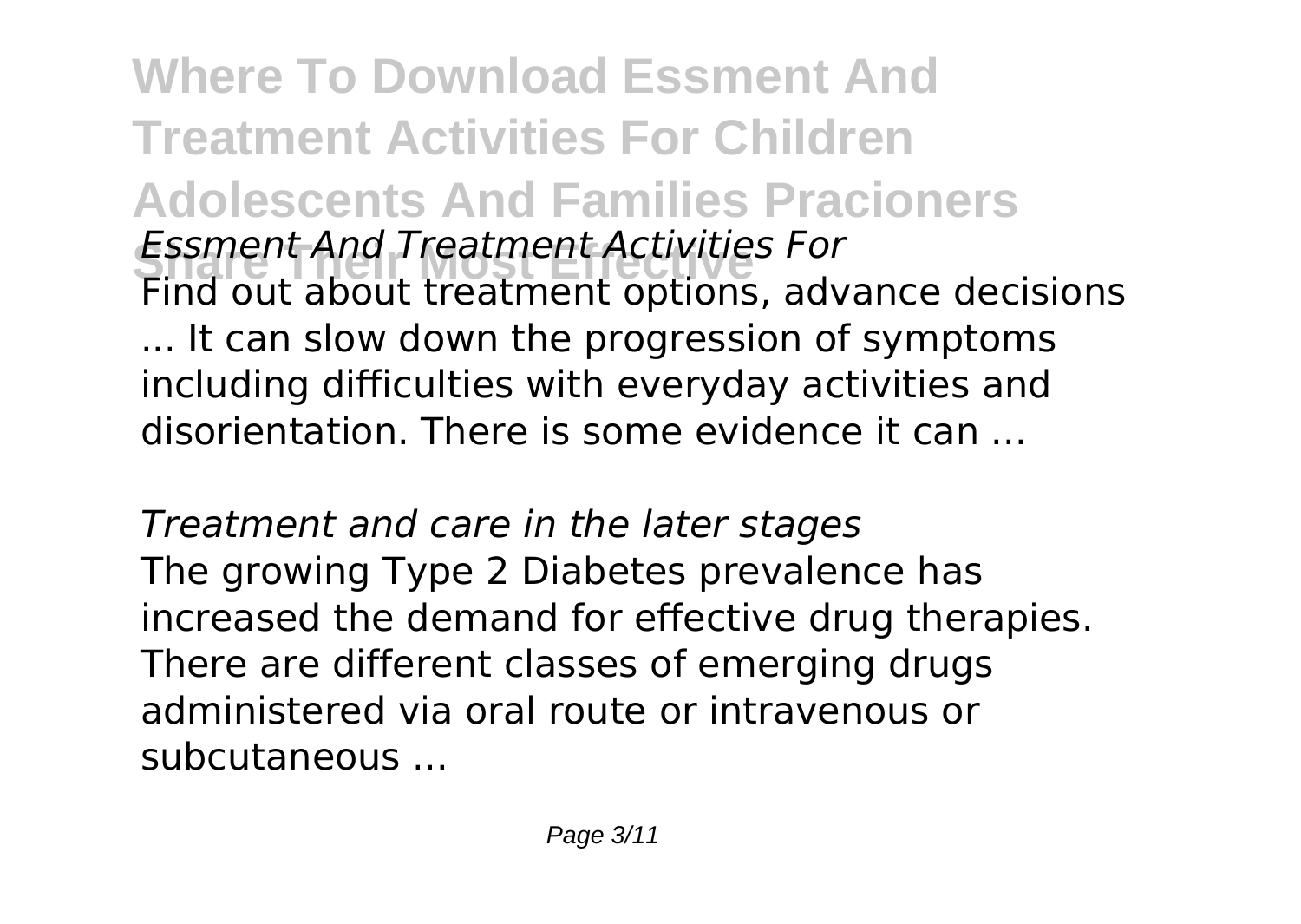*Essment And Treatment Activities For*

Find out about treatment options, advance decisions ... It can slow down the progression of symptoms including difficulties with everyday activities and disorientation. There is some evidence it can ...

*Treatment and care in the later stages*

The growing Type 2 Diabetes prevalence has increased the demand for effective drug therapies. There are different classes of emerging drugs administered via oral route or intravenous or subcutaneous ...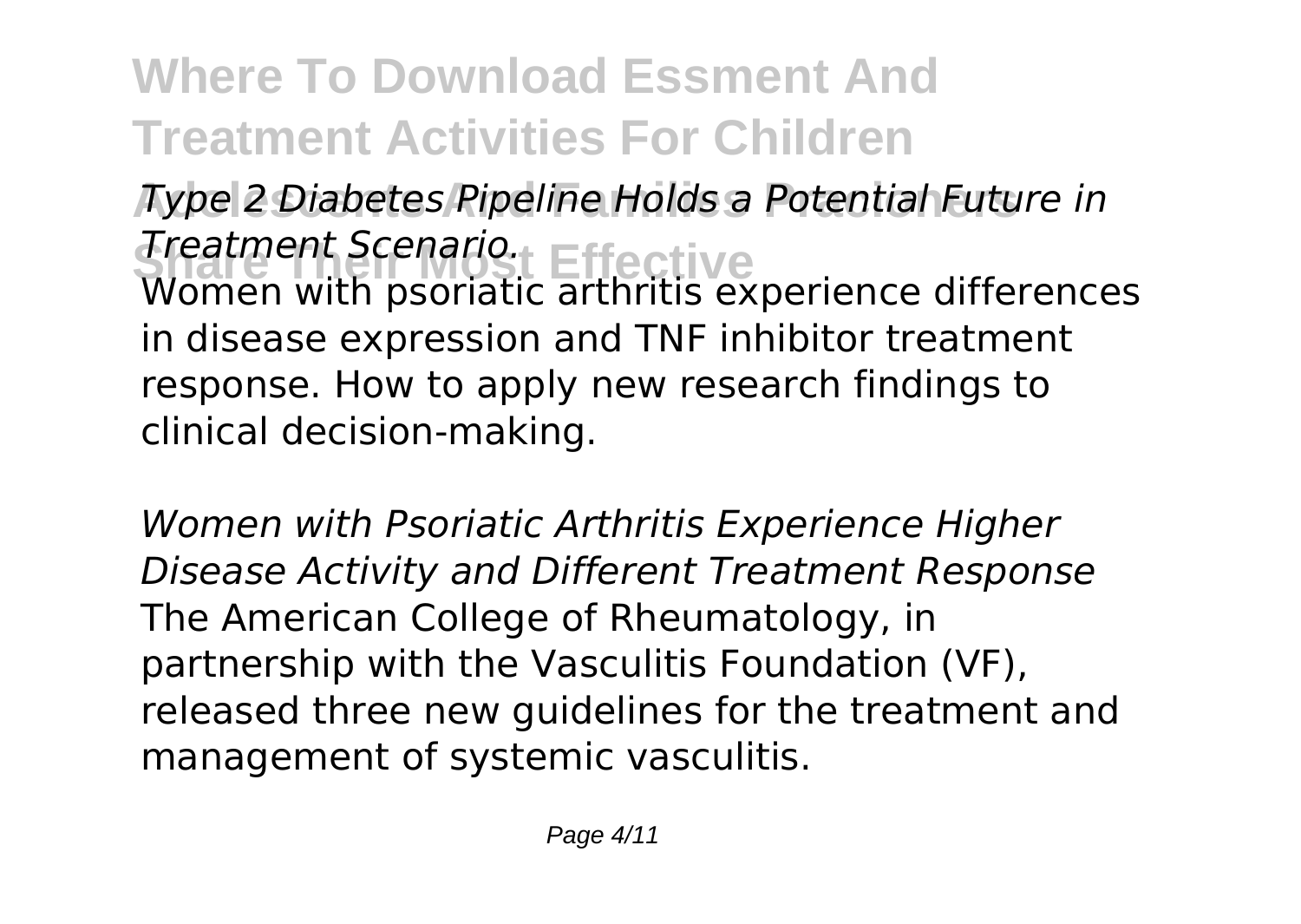*Type 2 Diabetes Pipeline Holds a Potential Future in Treatment Scenario.*

Women with psoriatic arthritis experience differences in disease expression and TNF inhibitor treatment response. How to apply new research findings to clinical decision-making.

*Women with Psoriatic Arthritis Experience Higher Disease Activity and Different Treatment Response*

The American College of Rheumatology, in partnership with the Vasculitis Foundation (VF), released three new guidelines for the treatment and management of systemic vasculitis.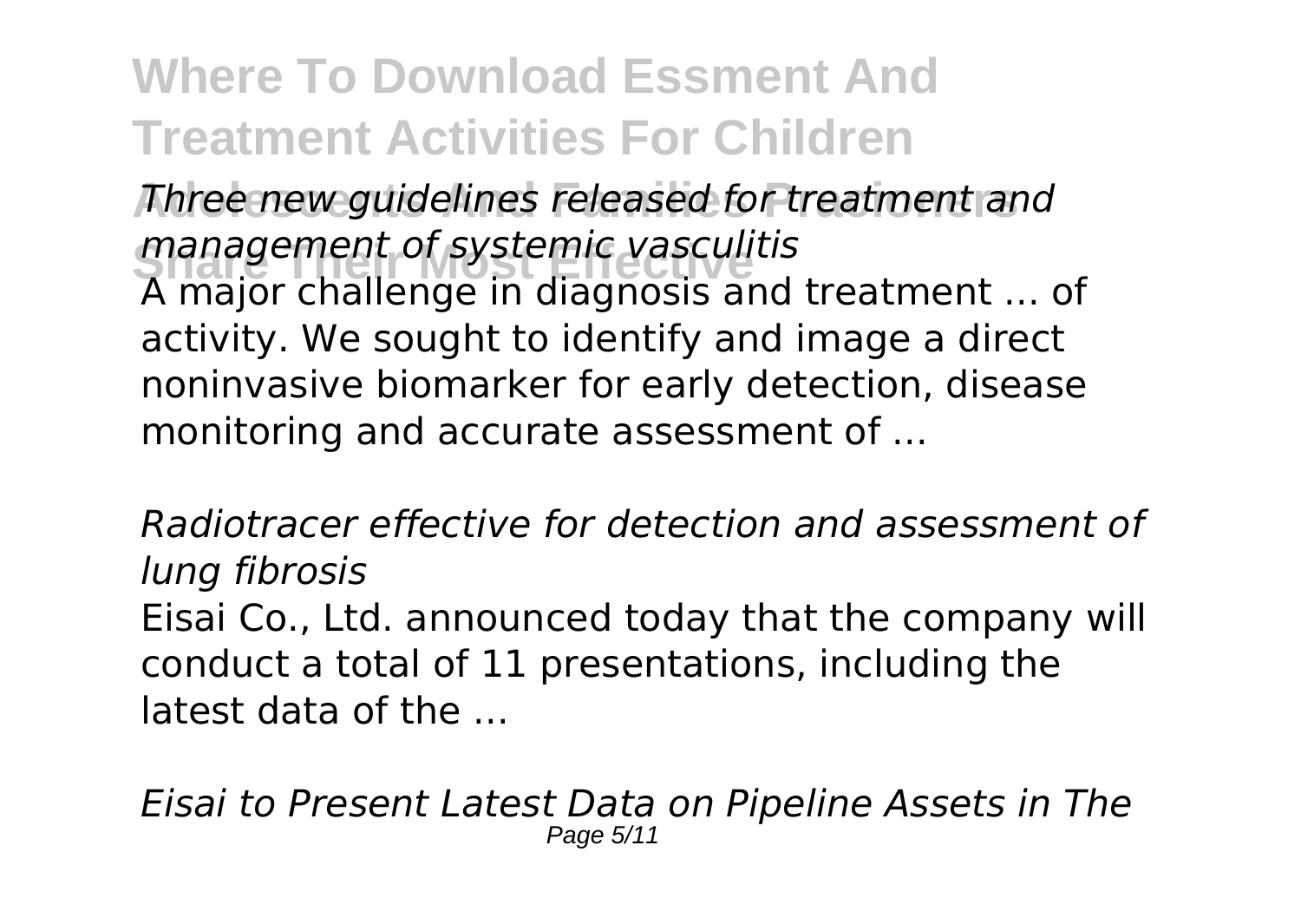*Three new guidelines released for treatment and management of systemic vasculitis*

A major challenge in diagnosis and treatment ... of activity. We sought to identify and image a direct noninvasive biomarker for early detection, disease monitoring and accurate assessment of ...

*Radiotracer effective for detection and assessment of lung fibrosis*

Eisai Co., Ltd. announced today that the company will conduct a total of 11 presentations, including the latest data of the ...

*Eisai to Present Latest Data on Pipeline Assets in The*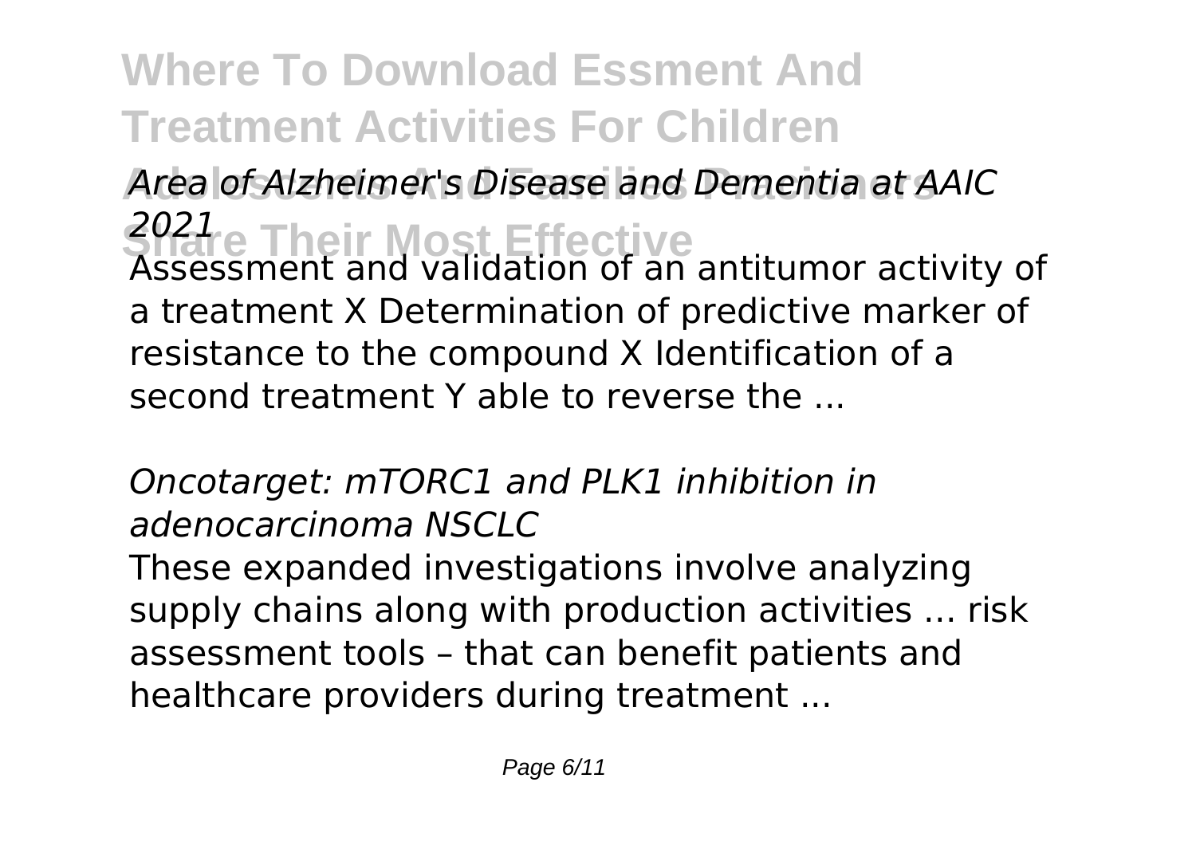*Area of Alzheimer's Disease and Dementia at AAIC 2021*

Assessment and validation of an antitumor activity of a treatment X Determination of predictive marker of resistance to the compound X Identification of a second treatment Y able to reverse the ...

*Oncotarget: mTORC1 and PLK1 inhibition in adenocarcinoma NSCLC*

These expanded investigations involve analyzing supply chains along with production activities ... risk assessment tools – that can benefit patients and healthcare providers during treatment ...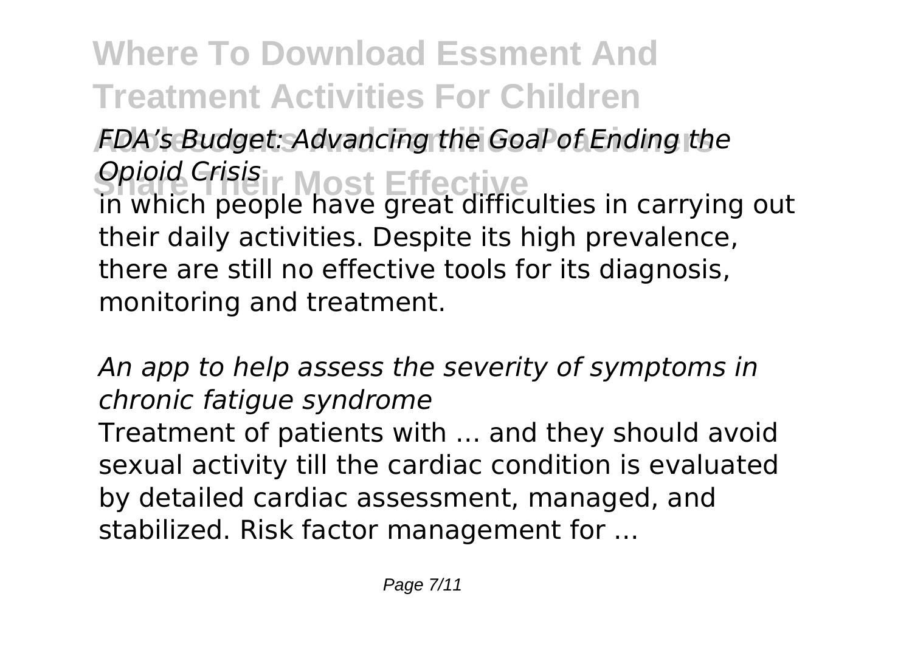*FDA's Budget: Advancing the Goal of Ending the Opioid Crisis*

in which people have great difficulties in carrying out their daily activities. Despite its high prevalence, there are still no effective tools for its diagnosis, monitoring and treatment.

*An app to help assess the severity of symptoms in chronic fatigue syndrome*

Treatment of patients with ... and they should avoid sexual activity till the cardiac condition is evaluated by detailed cardiac assessment, managed, and stabilized. Risk factor management for ...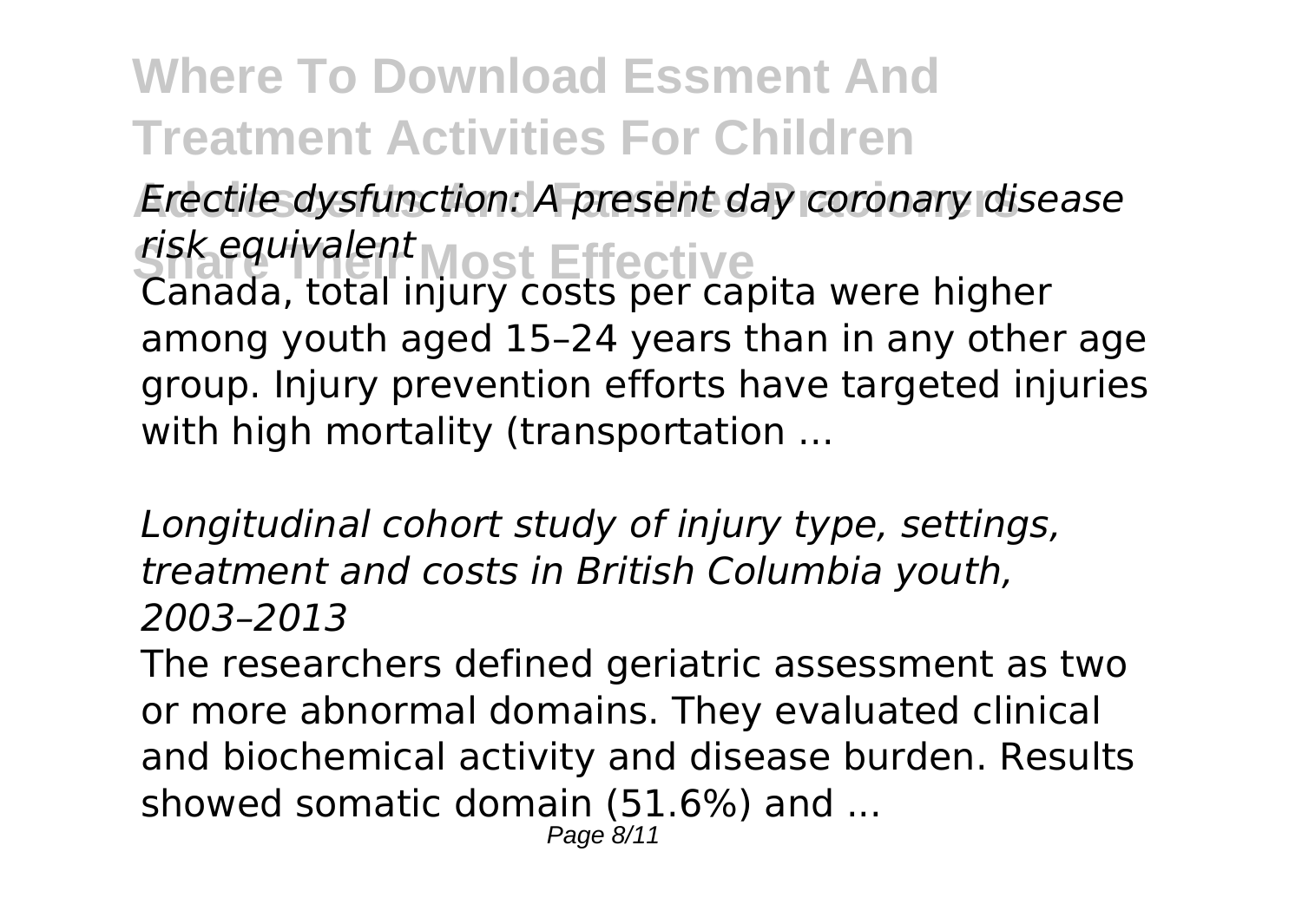*Erectile dysfunction: A present day coronary disease risk equivalent*

Canada, total injury costs per capita were higher among youth aged 15–24 years than in any other age group. Injury prevention efforts have targeted injuries with high mortality (transportation ...

*Longitudinal cohort study of injury type, settings, treatment and costs in British Columbia youth, 2003–2013*

The researchers defined geriatric assessment as two or more abnormal domains. They evaluated clinical and biochemical activity and disease burden. Results showed somatic domain (51.6%) and ...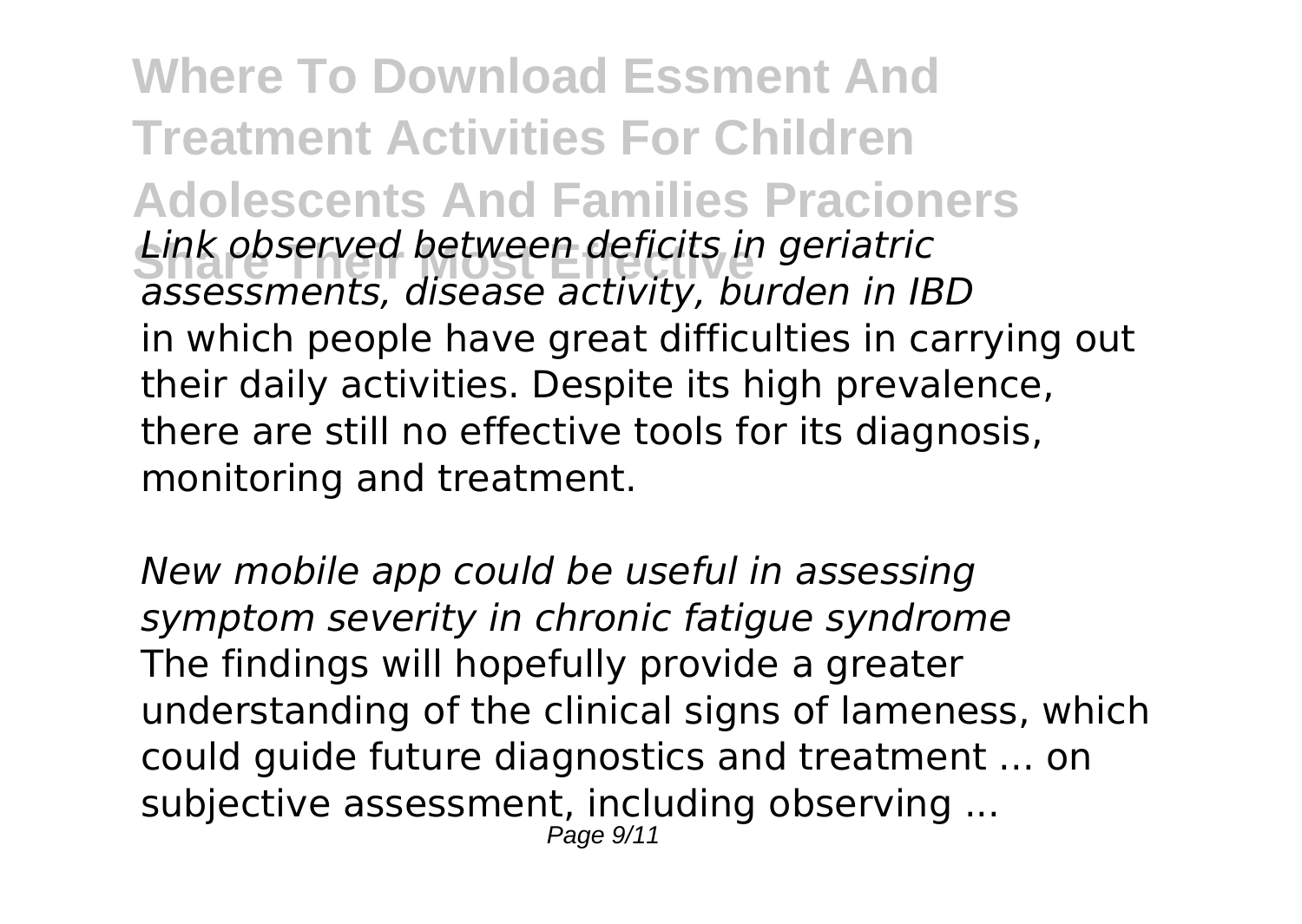**Where To Download Essment And Treatment Activities For Children Adolescents And Families Pracioners Share Their Most Effective**

*Link observed between deficits in geriatric assessments, disease activity, burden in IBD*

in which people have great difficulties in carrying out their daily activities. Despite its high prevalence, there are still no effective tools for its diagnosis, monitoring and treatment.

*New mobile app could be useful in assessing symptom severity in chronic fatigue syndrome*

The findings will hopefully provide a greater understanding of the clinical signs of lameness, which could guide future diagnostics and treatment ... on subjective assessment, including observing ...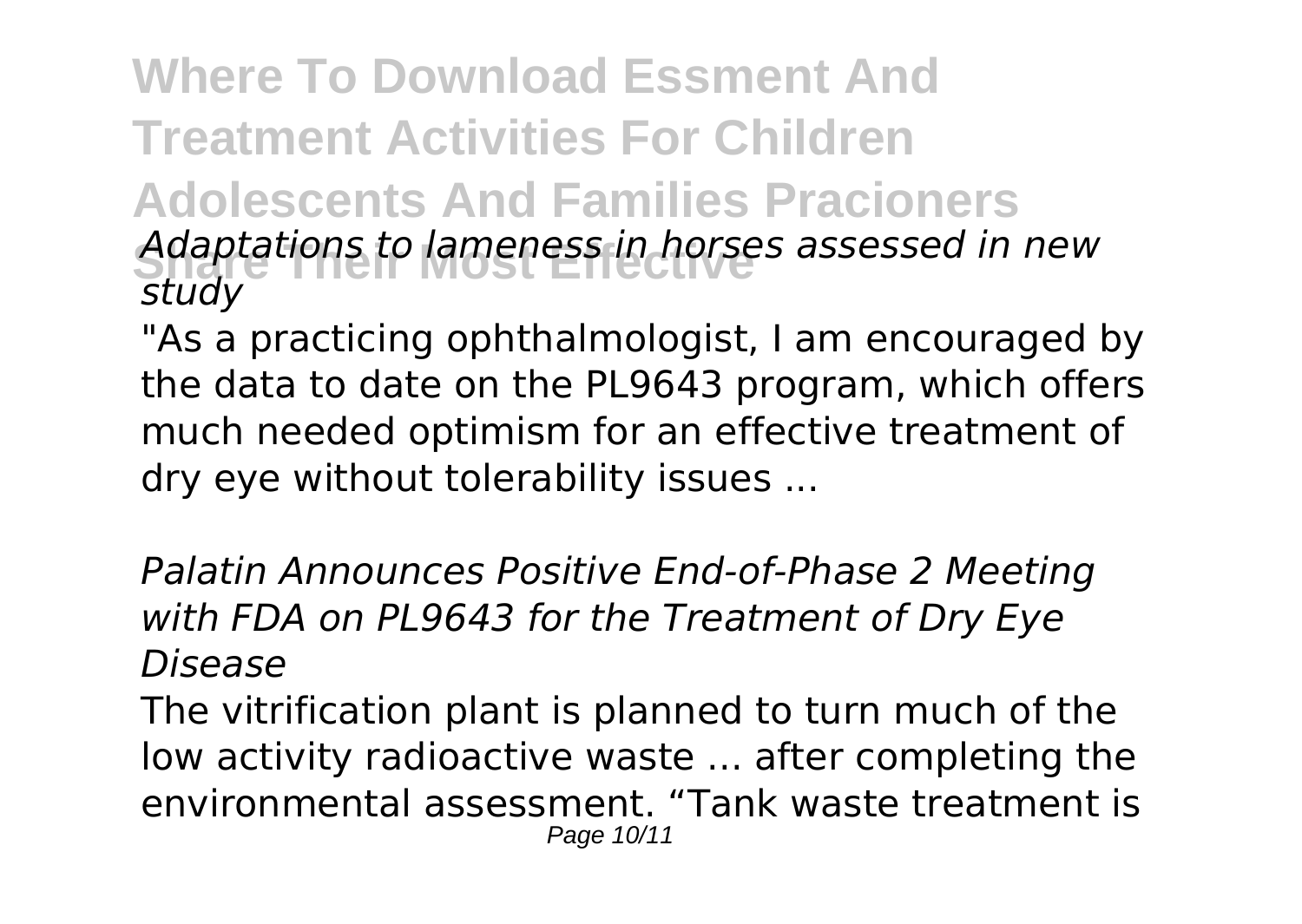*Adaptations to lameness in horses assessed in new study*

"As a practicing ophthalmologist, I am encouraged by the data to date on the PL9643 program, which offers much needed optimism for an effective treatment of dry eye without tolerability issues ...

*Palatin Announces Positive End-of-Phase 2 Meeting with FDA on PL9643 for the Treatment of Dry Eye Disease*

The vitrification plant is planned to turn much of the low activity radioactive waste ... after completing the environmental assessment. "Tank waste treatment is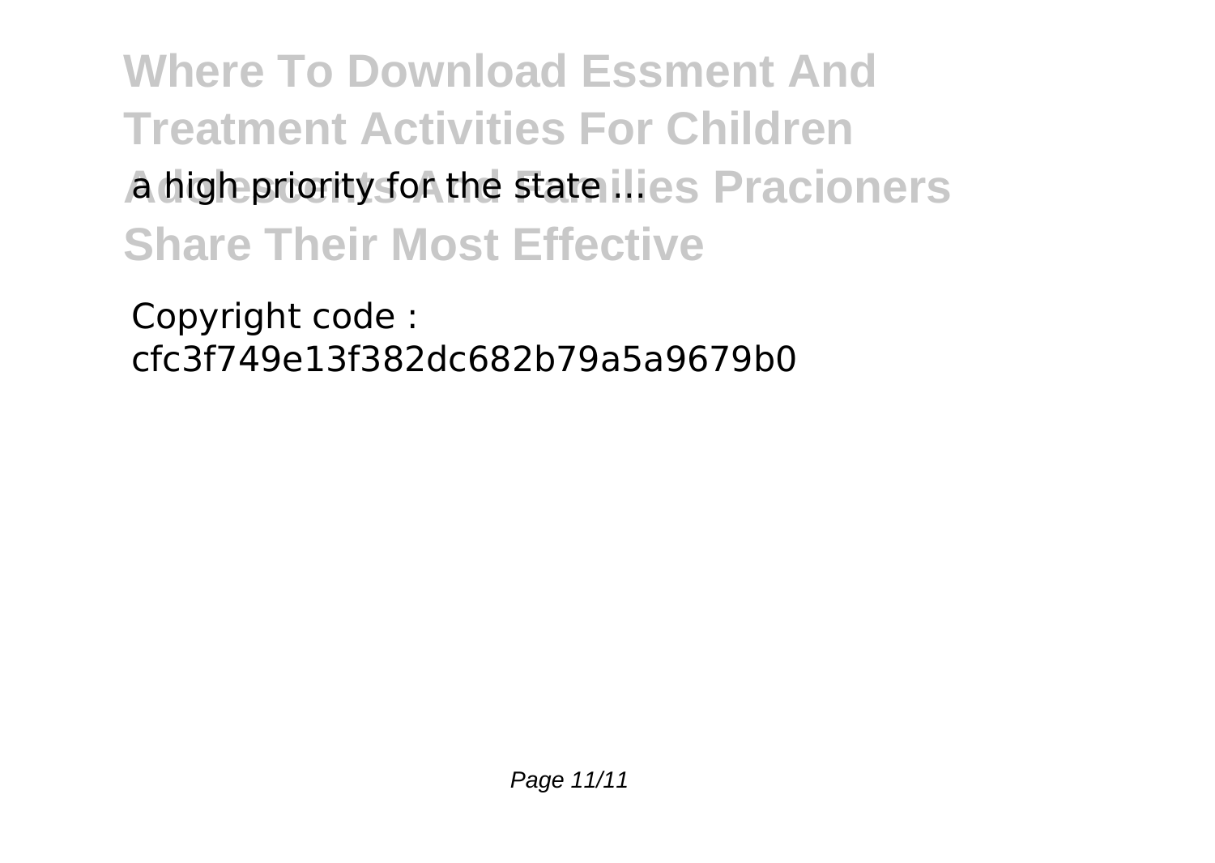a high priority for the state ...

Copyright code : cfc3f749e13f382dc682b79a5a9679b0